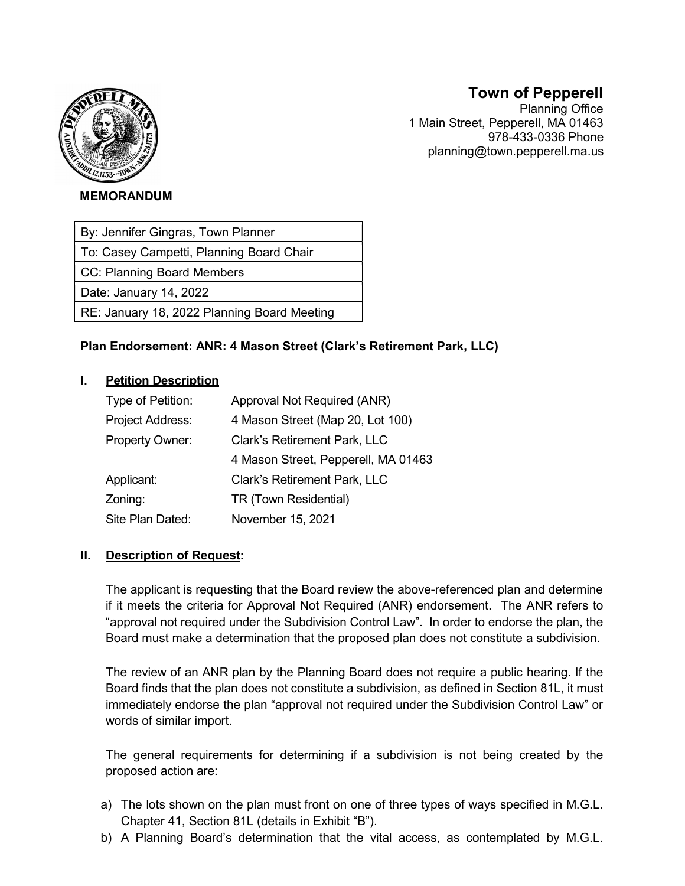# Town of Pepperell

Planning Office
1 Main Street, Pepperell, MA 01463
978-433-0336 Phone
planning@town.pepperell.ma.us

**MEMORANDUM**

| By: Jennifer Gingras, Town Planner |
|---|
| To: Casey Campetti, Planning Board Chair |
| CC: Planning Board Members |
| Date: January 14, 2022 |
| RE: January 18, 2022 Planning Board Meeting |

**Plan Endorsement: ANR: 4 Mason Street (Clark's Retirement Park, LLC)**

## I. Petition Description

| | |
|---|---|
| Type of Petition: | Approval Not Required (ANR) |
| Project Address: | 4 Mason Street (Map 20, Lot 100) |
| Property Owner: | Clark's Retirement Park, LLC |
| | 4 Mason Street, Pepperell, MA 01463 |
| Applicant: | Clark's Retirement Park, LLC |
| Zoning: | TR (Town Residential) |
| Site Plan Dated: | November 15, 2021 |

## II. Description of Request:

The applicant is requesting that the Board review the above-referenced plan and determine if it meets the criteria for Approval Not Required (ANR) endorsement. The ANR refers to "approval not required under the Subdivision Control Law". In order to endorse the plan, the Board must make a determination that the proposed plan does not constitute a subdivision.

The review of an ANR plan by the Planning Board does not require a public hearing. If the Board finds that the plan does not constitute a subdivision, as defined in Section 81L, it must immediately endorse the plan "approval not required under the Subdivision Control Law" or words of similar import.

The general requirements for determining if a subdivision is not being created by the proposed action are:

a) The lots shown on the plan must front on one of three types of ways specified in M.G.L. Chapter 41, Section 81L (details in Exhibit "B").
b) A Planning Board's determination that the vital access, as contemplated by M.G.L.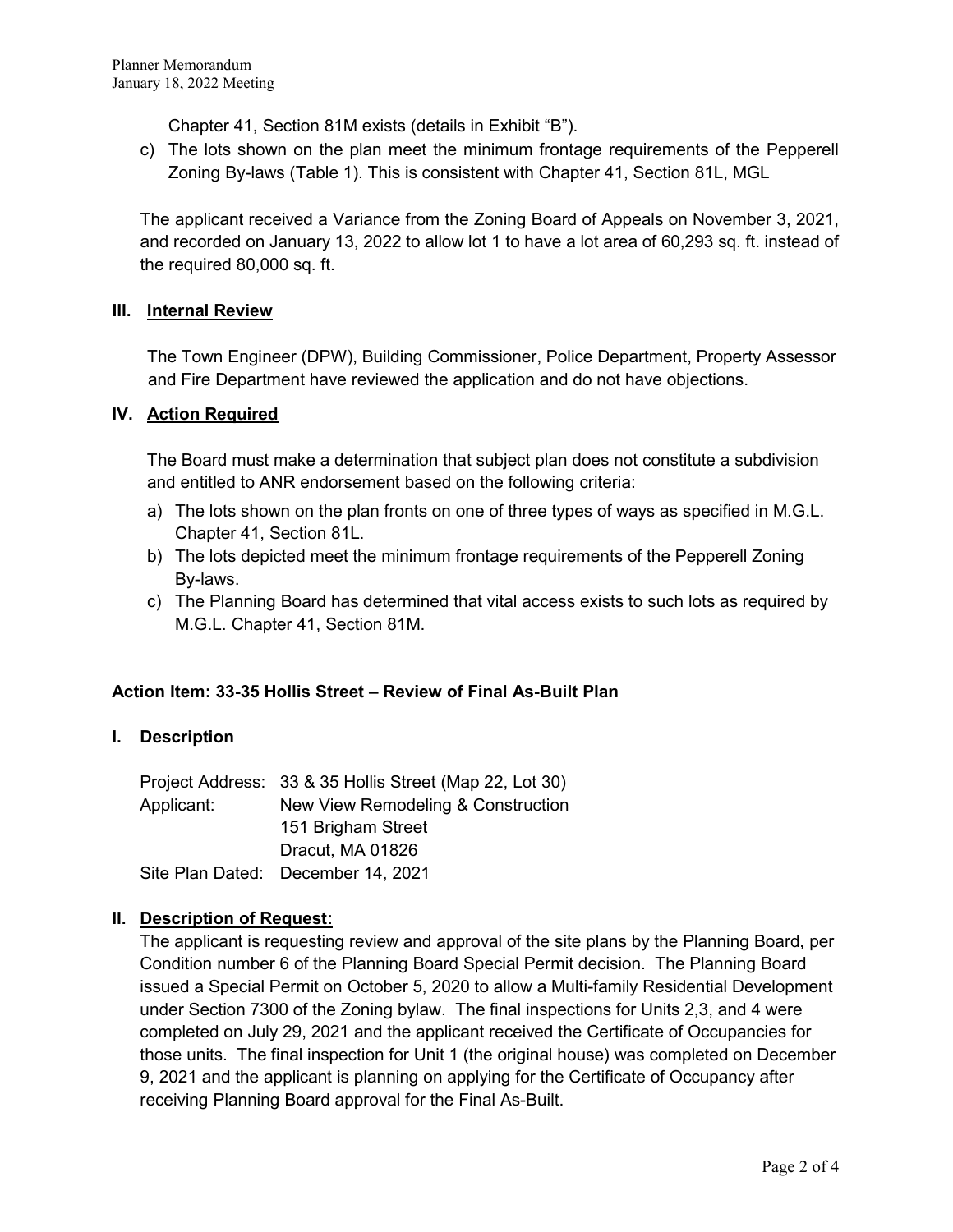Chapter 41, Section 81M exists (details in Exhibit "B").

c) The lots shown on the plan meet the minimum frontage requirements of the Pepperell Zoning By-laws (Table 1). This is consistent with Chapter 41, Section 81L, MGL

The applicant received a Variance from the Zoning Board of Appeals on November 3, 2021, and recorded on January 13, 2022 to allow lot 1 to have a lot area of 60,293 sq. ft. instead of the required 80,000 sq. ft.

## III. Internal Review

The Town Engineer (DPW), Building Commissioner, Police Department, Property Assessor and Fire Department have reviewed the application and do not have objections.

## IV. Action Required

The Board must make a determination that subject plan does not constitute a subdivision and entitled to ANR endorsement based on the following criteria:

a) The lots shown on the plan fronts on one of three types of ways as specified in M.G.L. Chapter 41, Section 81L.
b) The lots depicted meet the minimum frontage requirements of the Pepperell Zoning By-laws.
c) The Planning Board has determined that vital access exists to such lots as required by M.G.L. Chapter 41, Section 81M.

## Action Item: 33-35 Hollis Street – Review of Final As-Built Plan

## I. Description

Project Address: 33 & 35 Hollis Street (Map 22, Lot 30)
Applicant: New View Remodeling & Construction
151 Brigham Street
Dracut, MA 01826
Site Plan Dated: December 14, 2021

## II. Description of Request:

The applicant is requesting review and approval of the site plans by the Planning Board, per Condition number 6 of the Planning Board Special Permit decision. The Planning Board issued a Special Permit on October 5, 2020 to allow a Multi-family Residential Development under Section 7300 of the Zoning bylaw. The final inspections for Units 2,3, and 4 were completed on July 29, 2021 and the applicant received the Certificate of Occupancies for those units. The final inspection for Unit 1 (the original house) was completed on December 9, 2021 and the applicant is planning on applying for the Certificate of Occupancy after receiving Planning Board approval for the Final As-Built.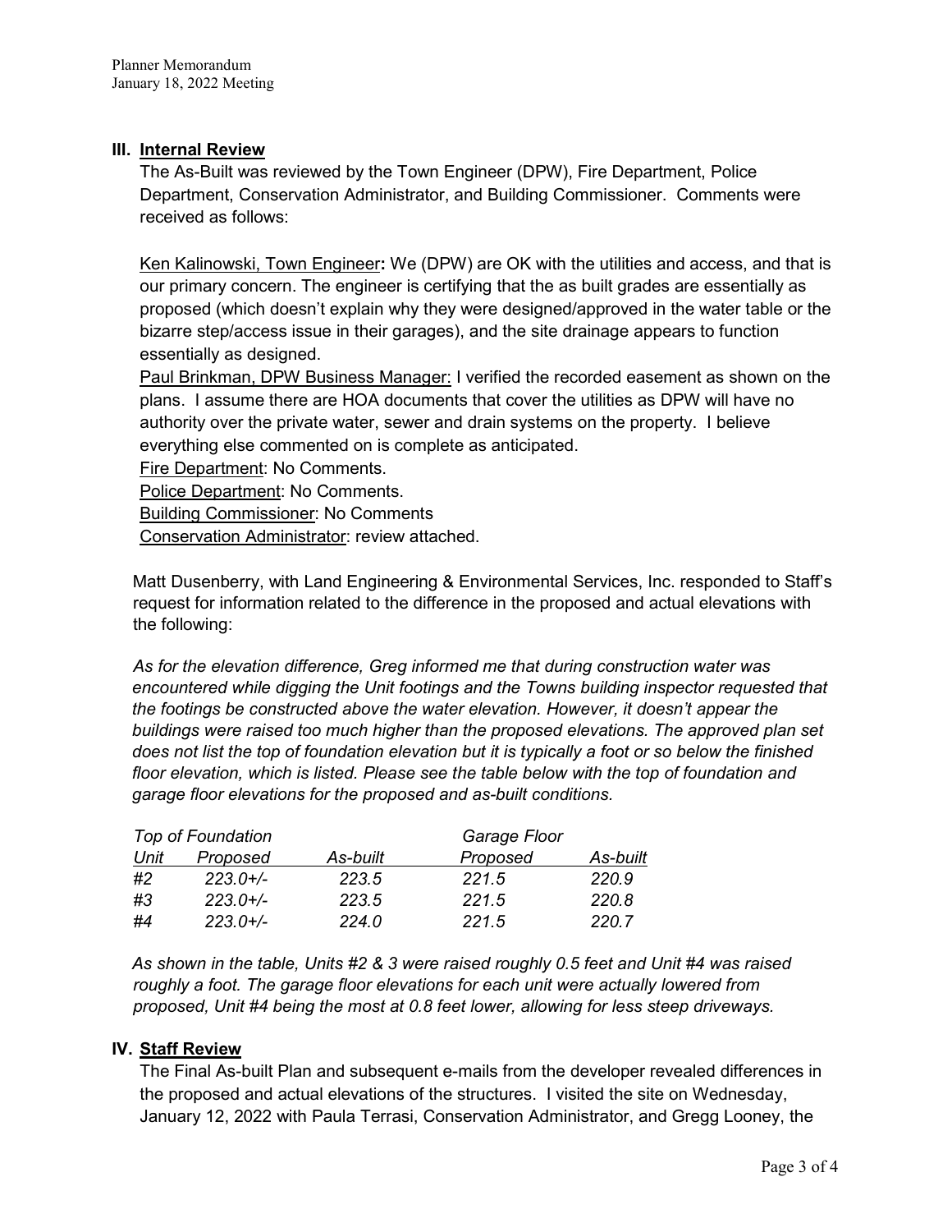## III. Internal Review

The As-Built was reviewed by the Town Engineer (DPW), Fire Department, Police Department, Conservation Administrator, and Building Commissioner. Comments were received as follows:

Ken Kalinowski, Town Engineer**:** We (DPW) are OK with the utilities and access, and that is our primary concern. The engineer is certifying that the as built grades are essentially as proposed (which doesn't explain why they were designed/approved in the water table or the bizarre step/access issue in their garages), and the site drainage appears to function essentially as designed.

Paul Brinkman, DPW Business Manager: I verified the recorded easement as shown on the plans. I assume there are HOA documents that cover the utilities as DPW will have no authority over the private water, sewer and drain systems on the property. I believe everything else commented on is complete as anticipated.

Fire Department: No Comments.

Police Department: No Comments.

Building Commissioner: No Comments

Conservation Administrator: review attached.

Matt Dusenberry, with Land Engineering & Environmental Services, Inc. responded to Staff's request for information related to the difference in the proposed and actual elevations with the following:

*As for the elevation difference, Greg informed me that during construction water was encountered while digging the Unit footings and the Towns building inspector requested that the footings be constructed above the water elevation. However, it doesn't appear the buildings were raised too much higher than the proposed elevations. The approved plan set does not list the top of foundation elevation but it is typically a foot or so below the finished floor elevation, which is listed. Please see the table below with the top of foundation and garage floor elevations for the proposed and as-built conditions.*

| | *Top of Foundation* | | *Garage Floor* | |
|---|---|---|---|---|
| *Unit* | *Proposed* | *As-built* | *Proposed* | *As-built* |
| *#2* | *223.0+/-* | *223.5* | *221.5* | *220.9* |
| *#3* | *223.0+/-* | *223.5* | *221.5* | *220.8* |
| *#4* | *223.0+/-* | *224.0* | *221.5* | *220.7* |

*As shown in the table, Units #2 & 3 were raised roughly 0.5 feet and Unit #4 was raised roughly a foot. The garage floor elevations for each unit were actually lowered from proposed, Unit #4 being the most at 0.8 feet lower, allowing for less steep driveways.*

## IV. Staff Review

The Final As-built Plan and subsequent e-mails from the developer revealed differences in the proposed and actual elevations of the structures. I visited the site on Wednesday, January 12, 2022 with Paula Terrasi, Conservation Administrator, and Gregg Looney, the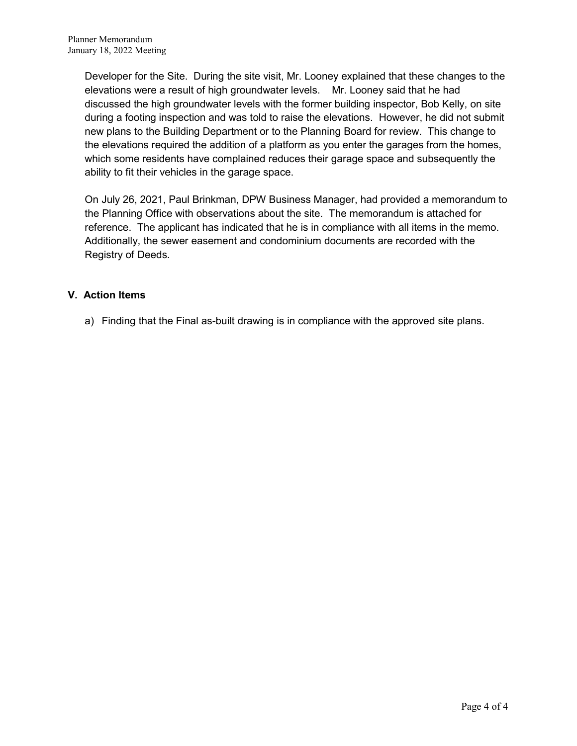Developer for the Site. During the site visit, Mr. Looney explained that these changes to the elevations were a result of high groundwater levels. Mr. Looney said that he had discussed the high groundwater levels with the former building inspector, Bob Kelly, on site during a footing inspection and was told to raise the elevations. However, he did not submit new plans to the Building Department or to the Planning Board for review. This change to the elevations required the addition of a platform as you enter the garages from the homes, which some residents have complained reduces their garage space and subsequently the ability to fit their vehicles in the garage space.

On July 26, 2021, Paul Brinkman, DPW Business Manager, had provided a memorandum to the Planning Office with observations about the site. The memorandum is attached for reference. The applicant has indicated that he is in compliance with all items in the memo. Additionally, the sewer easement and condominium documents are recorded with the Registry of Deeds.

## V. Action Items

a) Finding that the Final as-built drawing is in compliance with the approved site plans.